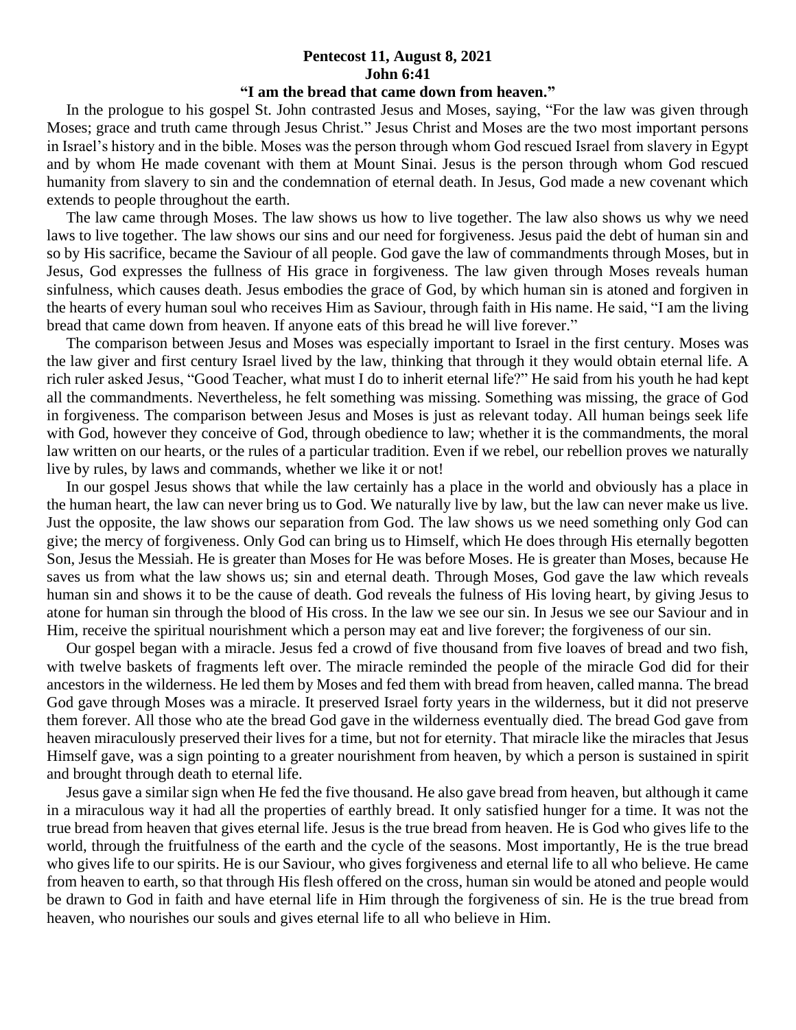**Pentecost 11, August 8, 2021**
**John 6:41**
**"I am the bread that came down from heaven."**

In the prologue to his gospel St. John contrasted Jesus and Moses, saying, "For the law was given through Moses; grace and truth came through Jesus Christ." Jesus Christ and Moses are the two most important persons in Israel's history and in the bible. Moses was the person through whom God rescued Israel from slavery in Egypt and by whom He made covenant with them at Mount Sinai. Jesus is the person through whom God rescued humanity from slavery to sin and the condemnation of eternal death. In Jesus, God made a new covenant which extends to people throughout the earth.

The law came through Moses. The law shows us how to live together. The law also shows us why we need laws to live together. The law shows our sins and our need for forgiveness. Jesus paid the debt of human sin and so by His sacrifice, became the Saviour of all people. God gave the law of commandments through Moses, but in Jesus, God expresses the fullness of His grace in forgiveness. The law given through Moses reveals human sinfulness, which causes death. Jesus embodies the grace of God, by which human sin is atoned and forgiven in the hearts of every human soul who receives Him as Saviour, through faith in His name. He said, "I am the living bread that came down from heaven. If anyone eats of this bread he will live forever."

The comparison between Jesus and Moses was especially important to Israel in the first century. Moses was the law giver and first century Israel lived by the law, thinking that through it they would obtain eternal life. A rich ruler asked Jesus, "Good Teacher, what must I do to inherit eternal life?" He said from his youth he had kept all the commandments. Nevertheless, he felt something was missing. Something was missing, the grace of God in forgiveness. The comparison between Jesus and Moses is just as relevant today. All human beings seek life with God, however they conceive of God, through obedience to law; whether it is the commandments, the moral law written on our hearts, or the rules of a particular tradition. Even if we rebel, our rebellion proves we naturally live by rules, by laws and commands, whether we like it or not!

In our gospel Jesus shows that while the law certainly has a place in the world and obviously has a place in the human heart, the law can never bring us to God. We naturally live by law, but the law can never make us live. Just the opposite, the law shows our separation from God. The law shows us we need something only God can give; the mercy of forgiveness. Only God can bring us to Himself, which He does through His eternally begotten Son, Jesus the Messiah. He is greater than Moses for He was before Moses. He is greater than Moses, because He saves us from what the law shows us; sin and eternal death. Through Moses, God gave the law which reveals human sin and shows it to be the cause of death. God reveals the fulness of His loving heart, by giving Jesus to atone for human sin through the blood of His cross. In the law we see our sin. In Jesus we see our Saviour and in Him, receive the spiritual nourishment which a person may eat and live forever; the forgiveness of our sin.

Our gospel began with a miracle. Jesus fed a crowd of five thousand from five loaves of bread and two fish, with twelve baskets of fragments left over. The miracle reminded the people of the miracle God did for their ancestors in the wilderness. He led them by Moses and fed them with bread from heaven, called manna. The bread God gave through Moses was a miracle. It preserved Israel forty years in the wilderness, but it did not preserve them forever. All those who ate the bread God gave in the wilderness eventually died. The bread God gave from heaven miraculously preserved their lives for a time, but not for eternity. That miracle like the miracles that Jesus Himself gave, was a sign pointing to a greater nourishment from heaven, by which a person is sustained in spirit and brought through death to eternal life.

Jesus gave a similar sign when He fed the five thousand. He also gave bread from heaven, but although it came in a miraculous way it had all the properties of earthly bread. It only satisfied hunger for a time. It was not the true bread from heaven that gives eternal life. Jesus is the true bread from heaven. He is God who gives life to the world, through the fruitfulness of the earth and the cycle of the seasons. Most importantly, He is the true bread who gives life to our spirits. He is our Saviour, who gives forgiveness and eternal life to all who believe. He came from heaven to earth, so that through His flesh offered on the cross, human sin would be atoned and people would be drawn to God in faith and have eternal life in Him through the forgiveness of sin. He is the true bread from heaven, who nourishes our souls and gives eternal life to all who believe in Him.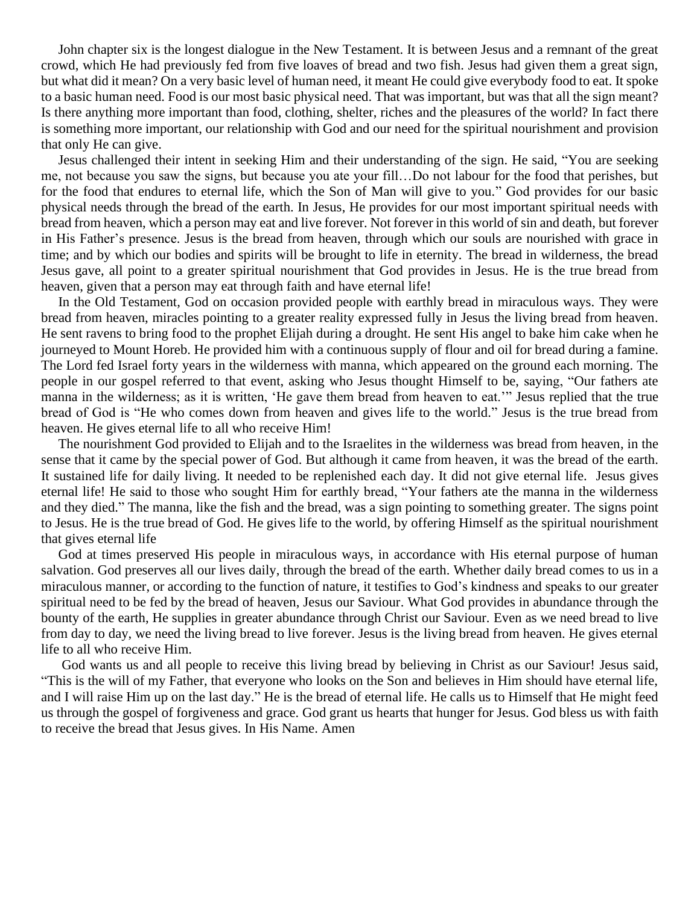John chapter six is the longest dialogue in the New Testament. It is between Jesus and a remnant of the great crowd, which He had previously fed from five loaves of bread and two fish. Jesus had given them a great sign, but what did it mean? On a very basic level of human need, it meant He could give everybody food to eat. It spoke to a basic human need. Food is our most basic physical need. That was important, but was that all the sign meant? Is there anything more important than food, clothing, shelter, riches and the pleasures of the world? In fact there is something more important, our relationship with God and our need for the spiritual nourishment and provision that only He can give.

Jesus challenged their intent in seeking Him and their understanding of the sign. He said, "You are seeking me, not because you saw the signs, but because you ate your fill…Do not labour for the food that perishes, but for the food that endures to eternal life, which the Son of Man will give to you." God provides for our basic physical needs through the bread of the earth. In Jesus, He provides for our most important spiritual needs with bread from heaven, which a person may eat and live forever. Not forever in this world of sin and death, but forever in His Father's presence. Jesus is the bread from heaven, through which our souls are nourished with grace in time; and by which our bodies and spirits will be brought to life in eternity. The bread in wilderness, the bread Jesus gave, all point to a greater spiritual nourishment that God provides in Jesus. He is the true bread from heaven, given that a person may eat through faith and have eternal life!

In the Old Testament, God on occasion provided people with earthly bread in miraculous ways. They were bread from heaven, miracles pointing to a greater reality expressed fully in Jesus the living bread from heaven. He sent ravens to bring food to the prophet Elijah during a drought. He sent His angel to bake him cake when he journeyed to Mount Horeb. He provided him with a continuous supply of flour and oil for bread during a famine. The Lord fed Israel forty years in the wilderness with manna, which appeared on the ground each morning. The people in our gospel referred to that event, asking who Jesus thought Himself to be, saying, "Our fathers ate manna in the wilderness; as it is written, 'He gave them bread from heaven to eat.'" Jesus replied that the true bread of God is "He who comes down from heaven and gives life to the world." Jesus is the true bread from heaven. He gives eternal life to all who receive Him!

The nourishment God provided to Elijah and to the Israelites in the wilderness was bread from heaven, in the sense that it came by the special power of God. But although it came from heaven, it was the bread of the earth. It sustained life for daily living. It needed to be replenished each day. It did not give eternal life. Jesus gives eternal life! He said to those who sought Him for earthly bread, "Your fathers ate the manna in the wilderness and they died." The manna, like the fish and the bread, was a sign pointing to something greater. The signs point to Jesus. He is the true bread of God. He gives life to the world, by offering Himself as the spiritual nourishment that gives eternal life

God at times preserved His people in miraculous ways, in accordance with His eternal purpose of human salvation. God preserves all our lives daily, through the bread of the earth. Whether daily bread comes to us in a miraculous manner, or according to the function of nature, it testifies to God's kindness and speaks to our greater spiritual need to be fed by the bread of heaven, Jesus our Saviour. What God provides in abundance through the bounty of the earth, He supplies in greater abundance through Christ our Saviour. Even as we need bread to live from day to day, we need the living bread to live forever. Jesus is the living bread from heaven. He gives eternal life to all who receive Him.

God wants us and all people to receive this living bread by believing in Christ as our Saviour! Jesus said, "This is the will of my Father, that everyone who looks on the Son and believes in Him should have eternal life, and I will raise Him up on the last day." He is the bread of eternal life. He calls us to Himself that He might feed us through the gospel of forgiveness and grace. God grant us hearts that hunger for Jesus. God bless us with faith to receive the bread that Jesus gives. In His Name. Amen